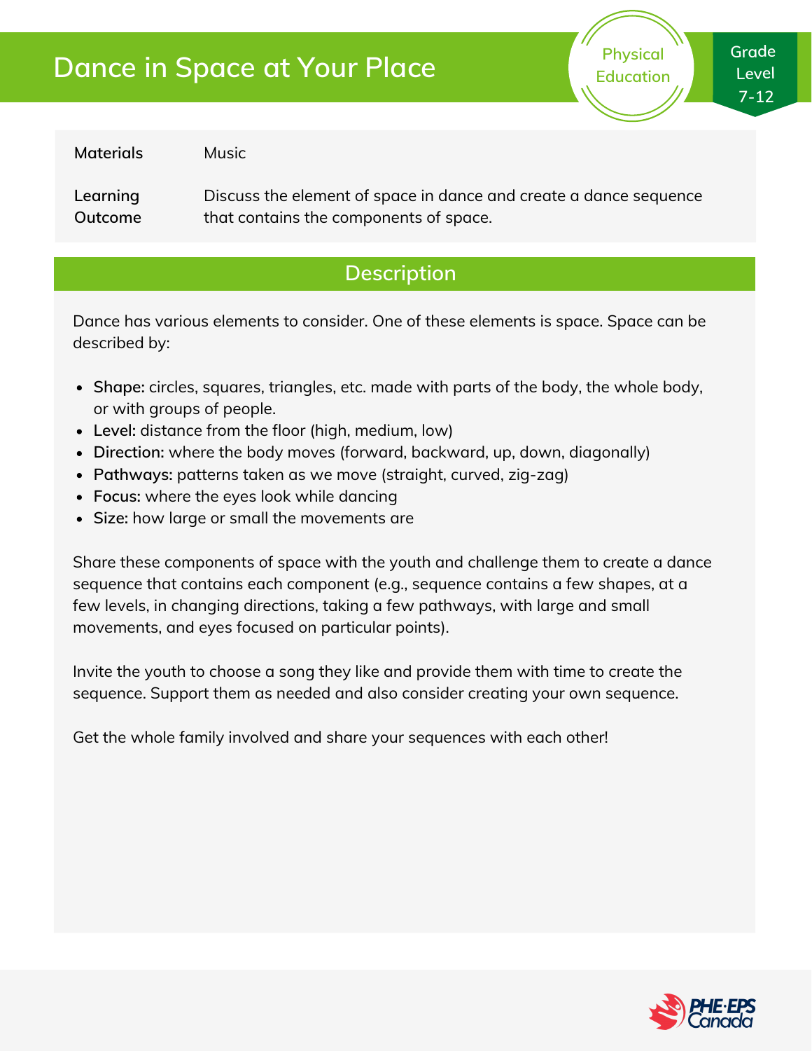# Dance in Space at Your Place

Physical Education

Grade Level 7-12

| | |
|---|---|
| **Materials** | Music |
| **Learning Outcome** | Discuss the element of space in dance and create a dance sequence that contains the components of space. |

## Description

Dance has various elements to consider. One of these elements is space. Space can be described by:

- **Shape:** circles, squares, triangles, etc. made with parts of the body, the whole body, or with groups of people.
- **Level:** distance from the floor (high, medium, low)
- **Direction:** where the body moves (forward, backward, up, down, diagonally)
- **Pathways:** patterns taken as we move (straight, curved, zig-zag)
- **Focus:** where the eyes look while dancing
- **Size:** how large or small the movements are

Share these components of space with the youth and challenge them to create a dance sequence that contains each component (e.g., sequence contains a few shapes, at a few levels, in changing directions, taking a few pathways, with large and small movements, and eyes focused on particular points).

Invite the youth to choose a song they like and provide them with time to create the sequence. Support them as needed and also consider creating your own sequence.

Get the whole family involved and share your sequences with each other!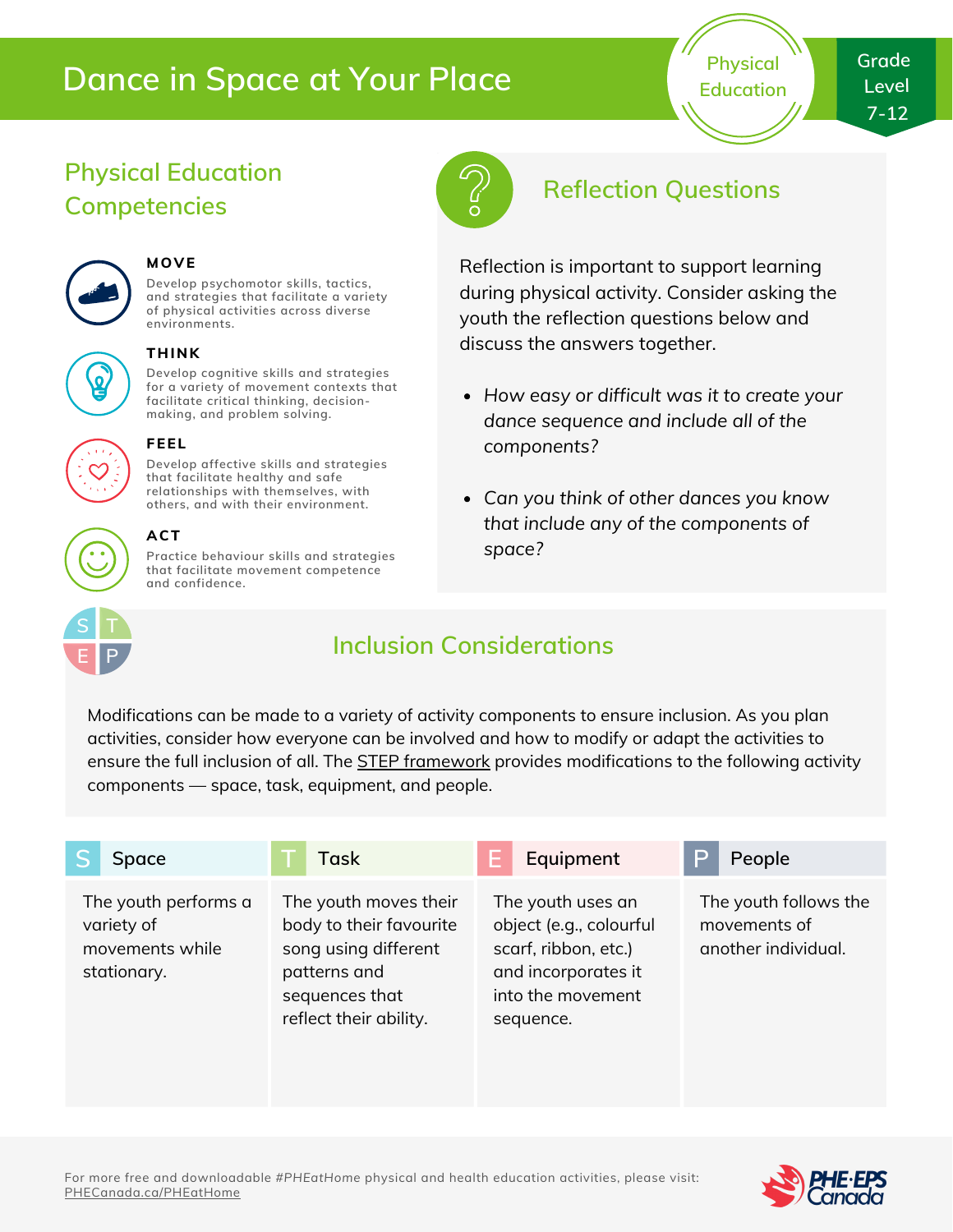# Dance in Space at Your Place

Physical Education

Grade Level 7-12

## Physical Education Competencies

**MOVE**

Develop psychomotor skills, tactics, and strategies that facilitate a variety of physical activities across diverse environments.

**THINK**

Develop cognitive skills and strategies for a variety of movement contexts that facilitate critical thinking, decision-making, and problem solving.

**FEEL**

Develop affective skills and strategies that facilitate healthy and safe relationships with themselves, with others, and with their environment.

**ACT**

Practice behaviour skills and strategies that facilitate movement competence and confidence.

## Reflection Questions

Reflection is important to support learning during physical activity. Consider asking the youth the reflection questions below and discuss the answers together.

- *How easy or difficult was it to create your dance sequence and include all of the components?*
- *Can you think of other dances you know that include any of the components of space?*

## Inclusion Considerations

Modifications can be made to a variety of activity components to ensure inclusion. As you plan activities, consider how everyone can be involved and how to modify or adapt the activities to ensure the full inclusion of all. The STEP framework provides modifications to the following activity components — space, task, equipment, and people.

| S Space | T Task | E Equipment | P People |
|---|---|---|---|
| The youth performs a variety of movements while stationary. | The youth moves their body to their favourite song using different patterns and sequences that reflect their ability. | The youth uses an object (e.g., colourful scarf, ribbon, etc.) and incorporates it into the movement sequence. | The youth follows the movements of another individual. |

For more free and downloadable #PHEatHome physical and health education activities, please visit: PHECanada.ca/PHEatHome

PHE·EPS Canada